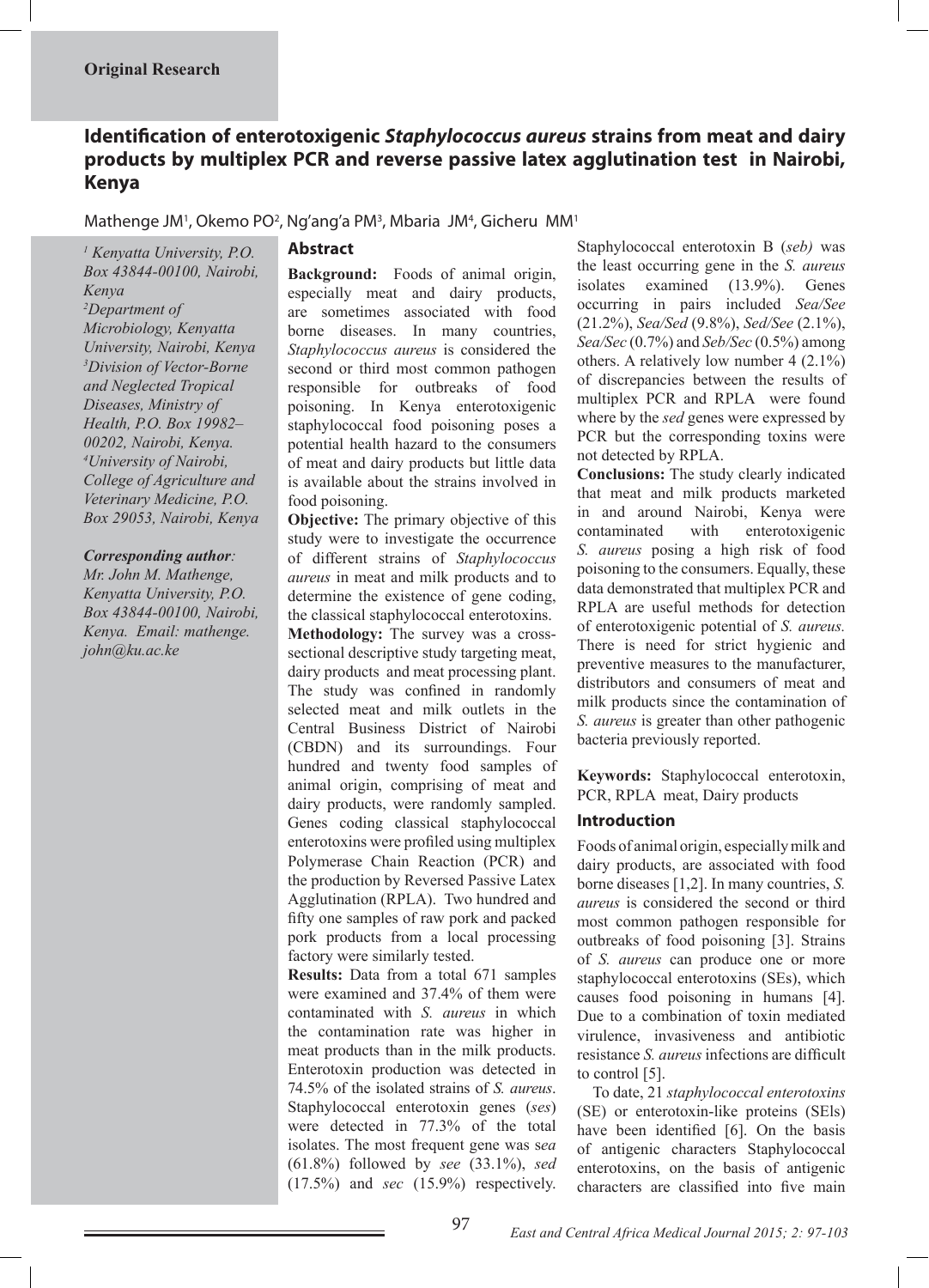**Original Research**

# Identification of enterotoxigenic *Staphylococcus aureus* strains from meat and dairy products by multiplex PCR and reverse passive latex agglutination test in Nairobi, Kenya

Mathenge JM[1], Okemo PO[2], Ng'ang'a PM[3], Mbaria JM[4], Gicheru MM[1]

*[1] Kenyatta University, P.O. Box 43844-00100, Nairobi, Kenya*
*[2]Department of Microbiology, Kenyatta University, Nairobi, Kenya*
*[3]Division of Vector-Borne and Neglected Tropical Diseases, Ministry of Health, P.O. Box 19982–00202, Nairobi, Kenya.*
*[4]University of Nairobi, College of Agriculture and Veterinary Medicine, P.O. Box 29053, Nairobi, Kenya*

***Corresponding author**:*
*Mr. John M. Mathenge, Kenyatta University, P.O. Box 43844-00100, Nairobi, Kenya. Email: mathenge.john@ku.ac.ke*

## Abstract

**Background:** Foods of animal origin, especially meat and dairy products, are sometimes associated with food borne diseases. In many countries, *Staphylococcus aureus* is considered the second or third most common pathogen responsible for outbreaks of food poisoning. In Kenya enterotoxigenic staphylococcal food poisoning poses a potential health hazard to the consumers of meat and dairy products but little data is available about the strains involved in food poisoning.

**Objective:** The primary objective of this study were to investigate the occurrence of different strains of *Staphylococcus aureus* in meat and milk products and to determine the existence of gene coding, the classical staphylococcal enterotoxins.

**Methodology:** The survey was a cross-sectional descriptive study targeting meat, dairy products and meat processing plant. The study was confined in randomly selected meat and milk outlets in the Central Business District of Nairobi (CBDN) and its surroundings. Four hundred and twenty food samples of animal origin, comprising of meat and dairy products, were randomly sampled. Genes coding classical staphylococcal enterotoxins were profiled using multiplex Polymerase Chain Reaction (PCR) and the production by Reversed Passive Latex Agglutination (RPLA). Two hundred and fifty one samples of raw pork and packed pork products from a local processing factory were similarly tested.

**Results:** Data from a total 671 samples were examined and 37.4% of them were contaminated with *S. aureus* in which the contamination rate was higher in meat products than in the milk products. Enterotoxin production was detected in 74.5% of the isolated strains of *S. aureus*. Staphylococcal enterotoxin genes (*ses*) were detected in 77.3% of the total isolates. The most frequent gene was s*ea* (61.8%) followed by *see* (33.1%), *sed* (17.5%) and *sec* (15.9%) respectively. Staphylococcal enterotoxin B (*seb)* was the least occurring gene in the *S. aureus* isolates examined (13.9%). Genes occurring in pairs included *Sea/See* (21.2%), *Sea/Sed* (9.8%), *Sed/See* (2.1%), *Sea/Sec* (0.7%) and *Seb/Sec* (0.5%) among others. A relatively low number 4 (2.1%) of discrepancies between the results of multiplex PCR and RPLA were found where by the *sed* genes were expressed by PCR but the corresponding toxins were not detected by RPLA.

**Conclusions:** The study clearly indicated that meat and milk products marketed in and around Nairobi, Kenya were contaminated with enterotoxigenic *S. aureus* posing a high risk of food poisoning to the consumers. Equally, these data demonstrated that multiplex PCR and RPLA are useful methods for detection of enterotoxigenic potential of *S. aureus.* There is need for strict hygienic and preventive measures to the manufacturer, distributors and consumers of meat and milk products since the contamination of *S. aureus* is greater than other pathogenic bacteria previously reported.

**Keywords:** Staphylococcal enterotoxin, PCR, RPLA meat, Dairy products

## Introduction

Foods of animal origin, especially milk and dairy products, are associated with food borne diseases [1,2]. In many countries, *S. aureus* is considered the second or third most common pathogen responsible for outbreaks of food poisoning [3]. Strains of *S. aureus* can produce one or more staphylococcal enterotoxins (SEs), which causes food poisoning in humans [4]. Due to a combination of toxin mediated virulence, invasiveness and antibiotic resistance *S. aureus* infections are difficult to control [5].

To date, 21 *staphylococcal enterotoxins* (SE) or enterotoxin-like proteins (SEls) have been identified [6]. On the basis of antigenic characters Staphylococcal enterotoxins, on the basis of antigenic characters are classified into five main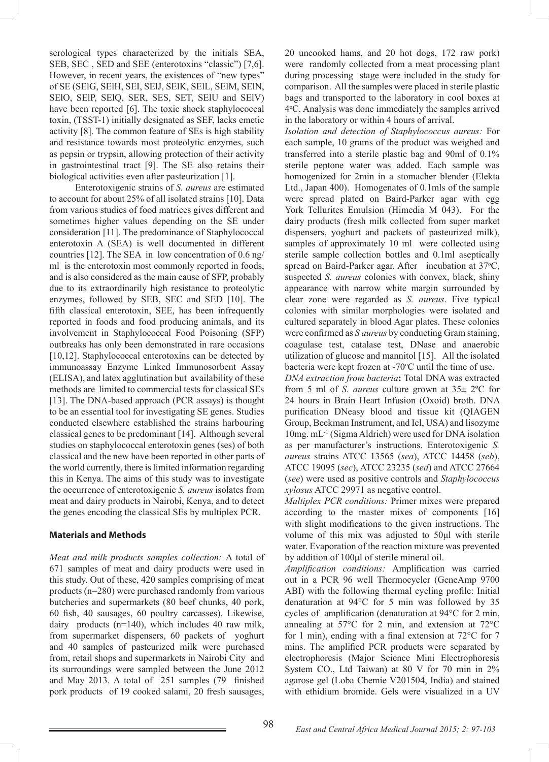serological types characterized by the initials SEA, SEB, SEC , SED and SEE (enterotoxins "classic") [7,6]. However, in recent years, the existences of "new types" of SE (SElG, SElH, SEI, SElJ, SElK, SElL, SElM, SElN, SElO, SElP, SElQ, SER, SES, SET, SElU and SElV) have been reported [6]. The toxic shock staphylococcal toxin, (TSST-1) initially designated as SEF, lacks emetic activity [8]. The common feature of SEs is high stability and resistance towards most proteolytic enzymes, such as pepsin or trypsin, allowing protection of their activity in gastrointestinal tract [9]. The SE also retains their biological activities even after pasteurization [1].

Enterotoxigenic strains of *S. aureus* are estimated to account for about 25% of all isolated strains [10]. Data from various studies of food matrices gives different and sometimes higher values depending on the SE under consideration [11]. The predominance of Staphylococcal enterotoxin A (SEA) is well documented in different countries [12]. The SEA in low concentration of 0.6 ng/ml is the enterotoxin most commonly reported in foods, and is also considered as the main cause of SFP, probably due to its extraordinarily high resistance to proteolytic enzymes, followed by SEB, SEC and SED [10]. The fifth classical enterotoxin, SEE, has been infrequently reported in foods and food producing animals, and its involvement in Staphylococcal Food Poisoning (SFP) outbreaks has only been demonstrated in rare occasions [10,12]. Staphylococcal enterotoxins can be detected by immunoassay Enzyme Linked Immunosorbent Assay (ELISA), and latex agglutination but availability of these methods are limited to commercial tests for classical SEs [13]. The DNA-based approach (PCR assays) is thought to be an essential tool for investigating SE genes. Studies conducted elsewhere established the strains harbouring classical genes to be predominant [14]. Although several studies on staphylococcal enterotoxin genes (ses) of both classical and the new have been reported in other parts of the world currently, there is limited information regarding this in Kenya. The aims of this study was to investigate the occurrence of enterotoxigenic *S. aureus* isolates from meat and dairy products in Nairobi, Kenya, and to detect the genes encoding the classical SEs by multiplex PCR.

## Materials and Methods

*Meat and milk products samples collection:* A total of 671 samples of meat and dairy products were used in this study. Out of these, 420 samples comprising of meat products (n=280) were purchased randomly from various butcheries and supermarkets (80 beef chunks, 40 pork, 60 fish, 40 sausages, 60 poultry carcasses). Likewise, dairy products (n=140), which includes 40 raw milk, from supermarket dispensers, 60 packets of yoghurt and 40 samples of pasteurized milk were purchased from, retail shops and supermarkets in Nairobi City and its surroundings were sampled between the June 2012 and May 2013. A total of 251 samples (79 finished pork products of 19 cooked salami, 20 fresh sausages, 20 uncooked hams, and 20 hot dogs, 172 raw pork) were randomly collected from a meat processing plant during processing stage were included in the study for comparison. All the samples were placed in sterile plastic bags and transported to the laboratory in cool boxes at 4°C. Analysis was done immediately the samples arrived in the laboratory or within 4 hours of arrival.

*Isolation and detection of Staphylococcus aureus:* For each sample, 10 grams of the product was weighed and transferred into a sterile plastic bag and 90ml of 0.1% sterile peptone water was added. Each sample was homogenized for 2min in a stomacher blender (Elekta Ltd., Japan 400). Homogenates of 0.1mls of the sample were spread plated on Baird-Parker agar with egg York Tellurites Emulsion (Himedia M 043). For the dairy products (fresh milk collected from super market dispensers, yoghurt and packets of pasteurized milk), samples of approximately 10 ml were collected using sterile sample collection bottles and 0.1ml aseptically spread on Baird-Parker agar. After incubation at 37°C, suspected *S. aureus* colonies with convex, black, shiny appearance with narrow white margin surrounded by clear zone were regarded as *S. aureus*. Five typical colonies with similar morphologies were isolated and cultured separately in blood Agar plates. These colonies were confirmed as *S aureus* by conducting Gram staining, coagulase test, catalase test, DNase and anaerobic utilization of glucose and mannitol [15]. All the isolated bacteria were kept frozen at -70°C until the time of use.

*DNA extraction from bacteria***:** Total DNA was extracted from 5 ml of *S. aureus* culture grown at 35± 2ºC for 24 hours in Brain Heart Infusion (Oxoid) broth. DNA purification DNeasy blood and tissue kit (QIAGEN Group, Beckman Instrument, and Icl, USA) and lisozyme 10mg. $mL^{-1}$ (Sigma Aldrich) were used for DNA isolation as per manufacturer's instructions. Enterotoxigenic *S. aureus* strains ATCC 13565 (*sea*), ATCC 14458 (*seb*), ATCC 19095 (*sec*), ATCC 23235 (*sed*) and ATCC 27664 (*see*) were used as positive controls and *Staphylococcus xylosus* ATCC 29971 as negative control.

*Multiplex PCR conditions:* Primer mixes were prepared according to the master mixes of components [16] with slight modifications to the given instructions. The volume of this mix was adjusted to 50μl with sterile water. Evaporation of the reaction mixture was prevented by addition of 100μl of sterile mineral oil.

*Amplification conditions:* Amplification was carried out in a PCR 96 well Thermocycler (GeneAmp 9700 ABI) with the following thermal cycling profile: Initial denaturation at 94°C for 5 min was followed by 35 cycles of amplification (denaturation at 94°C for 2 min, annealing at 57°C for 2 min, and extension at 72°C for 1 min), ending with a final extension at 72°C for 7 mins. The amplified PCR products were separated by electrophoresis (Major Science Mini Electrophoresis System CO., Ltd Taiwan) at 80 V for 70 min in 2% agarose gel (Loba Chemie V201504, India) and stained with ethidium bromide. Gels were visualized in a UV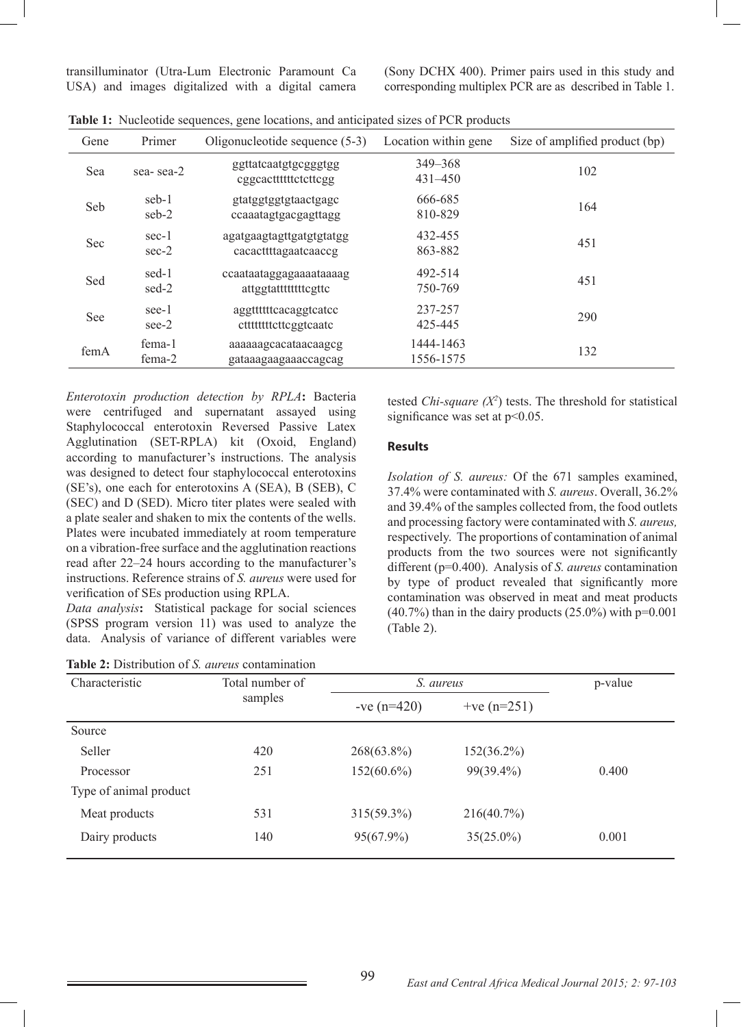transilluminator (Utra-Lum Electronic Paramount Ca USA) and images digitalized with a digital camera (Sony DCHX 400). Primer pairs used in this study and corresponding multiplex PCR are as described in Table 1.

**Table 1:** Nucleotide sequences, gene locations, and anticipated sizes of PCR products

| Gene | Primer | Oligonucleotide sequence (5-3) | Location within gene | Size of amplified product (bp) |
|---|---|---|---|---|
| Sea | sea- sea-2 | ggttatcaatgtgcgggtgg<br>cggcacttttttctcttcgg | 349–368<br>431–450 | 102 |
| Seb | seb-1<br>seb-2 | gtatggtggtgtaactgagc<br>ccaaatagtgacgagttagg | 666-685<br>810-829 | 164 |
| Sec | sec-1<br>sec-2 | agatgaagtagttgatgtgtatgg<br>cacacttttagaatcaaccg | 432-455<br>863-882 | 451 |
| Sed | sed-1<br>sed-2 | ccaataataggagaaaataaaag<br>attggtattttttttcgttc | 492-514<br>750-769 | 451 |
| See | see-1<br>see-2 | aggtttttcacaggtcatcc<br>cttttttttcttcggtcaatc | 237-257<br>425-445 | 290 |
| femA | fema-1<br>fema-2 | aaaaaagcacataacaagcg<br>gataaagaagaaaccagcag | 1444-1463<br>1556-1575 | 132 |

*Enterotoxin production detection by RPLA*: Bacteria were centrifuged and supernatant assayed using Staphylococcal enterotoxin Reversed Passive Latex Agglutination (SET-RPLA) kit (Oxoid, England) according to manufacturer's instructions. The analysis was designed to detect four staphylococcal enterotoxins (SE's), one each for enterotoxins A (SEA), B (SEB), C (SEC) and D (SED). Micro titer plates were sealed with a plate sealer and shaken to mix the contents of the wells. Plates were incubated immediately at room temperature on a vibration-free surface and the agglutination reactions read after 22–24 hours according to the manufacturer's instructions. Reference strains of *S. aureus* were used for verification of SEs production using RPLA.

*Data analysis*: Statistical package for social sciences (SPSS program version 11) was used to analyze the data. Analysis of variance of different variables were tested *Chi-square* ($X^2$) tests. The threshold for statistical significance was set at $p<0.05$.

## Results

*Isolation of S. aureus:* Of the 671 samples examined, 37.4% were contaminated with *S. aureus*. Overall, 36.2% and 39.4% of the samples collected from, the food outlets and processing factory were contaminated with *S. aureus,* respectively. The proportions of contamination of animal products from the two sources were not significantly different (p=0.400). Analysis of *S. aureus* contamination by type of product revealed that significantly more contamination was observed in meat and meat products (40.7%) than in the dairy products (25.0%) with p=0.001 (Table 2).

**Table 2:** Distribution of *S. aureus* contamination

| Characteristic | Total number of samples | *S. aureus* | | p-value |
|---|---|---|---|---|
| | | -ve (n=420) | +ve (n=251) | |
| Source | | | | |
| Seller | 420 | 268(63.8%) | 152(36.2%) | |
| Processor | 251 | 152(60.6%) | 99(39.4%) | 0.400 |
| Type of animal product | | | | |
| Meat products | 531 | 315(59.3%) | 216(40.7%) | |
| Dairy products | 140 | 95(67.9%) | 35(25.0%) | 0.001 |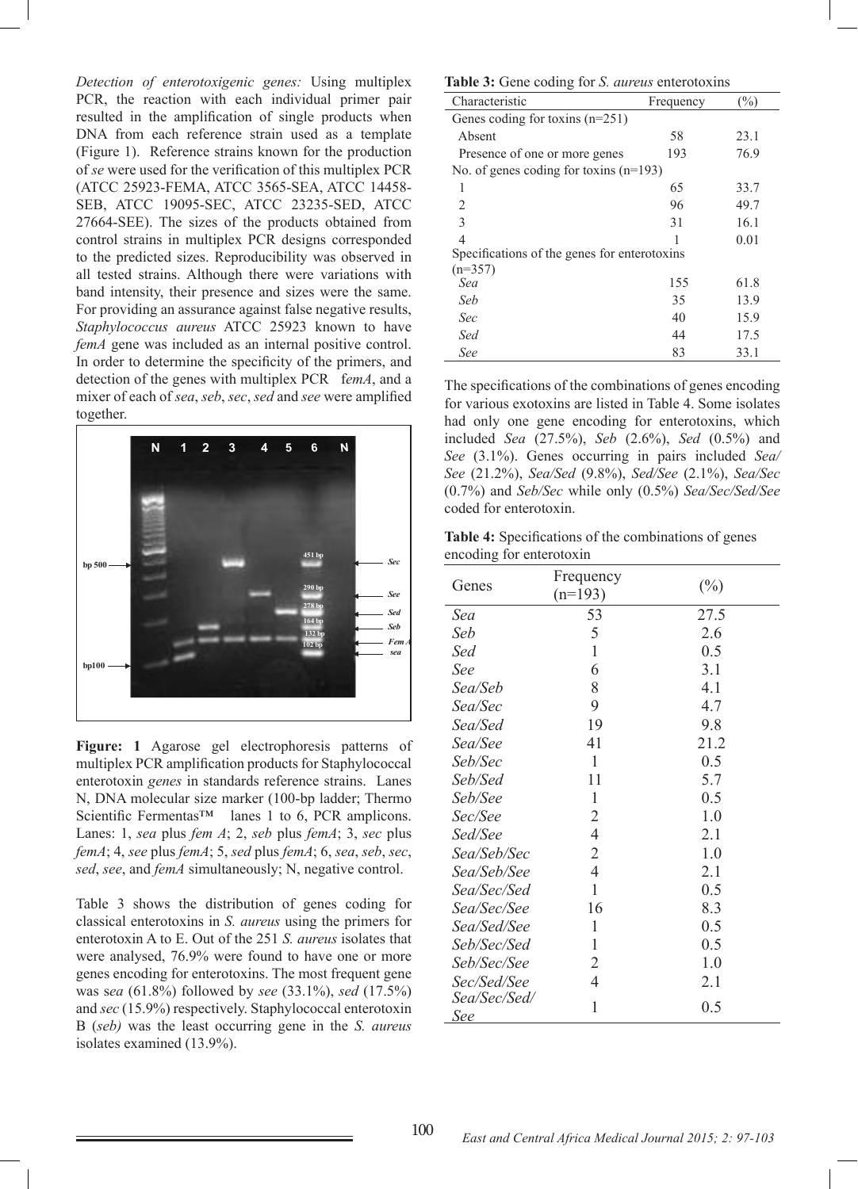*Detection of enterotoxigenic genes:* Using multiplex PCR, the reaction with each individual primer pair resulted in the amplification of single products when DNA from each reference strain used as a template (Figure 1). Reference strains known for the production of *se* were used for the verification of this multiplex PCR (ATCC 25923-FEMA, ATCC 3565-SEA, ATCC 14458-SEB, ATCC 19095-SEC, ATCC 23235-SED, ATCC 27664-SEE). The sizes of the products obtained from control strains in multiplex PCR designs corresponded to the predicted sizes. Reproducibility was observed in all tested strains. Although there were variations with band intensity, their presence and sizes were the same. For providing an assurance against false negative results, *Staphylococcus aureus* ATCC 25923 known to have *femA* gene was included as an internal positive control. In order to determine the specificity of the primers, and detection of the genes with multiplex PCR f*emA*, and a mixer of each of *sea*, *seb*, *sec*, *sed* and *see* were amplified together.

**Figure: 1** Agarose gel electrophoresis patterns of multiplex PCR amplification products for Staphylococcal enterotoxin *genes* in standards reference strains. Lanes N, DNA molecular size marker (100-bp ladder; Thermo Scientific Fermentas™ lanes 1 to 6, PCR amplicons. Lanes: 1, *sea* plus *fem A*; 2, *seb* plus *femA*; 3, *sec* plus *femA*; 4, *see* plus *femA*; 5, *sed* plus *femA*; 6, *sea*, *seb*, *sec*, *sed*, *see*, and *femA* simultaneously; N, negative control.

Table 3 shows the distribution of genes coding for classical enterotoxins in *S. aureus* using the primers for enterotoxin A to E. Out of the 251 *S. aureus* isolates that were analysed, 76.9% were found to have one or more genes encoding for enterotoxins. The most frequent gene was s*ea* (61.8%) followed by *see* (33.1%), *sed* (17.5%) and *sec* (15.9%) respectively. Staphylococcal enterotoxin B (*seb)* was the least occurring gene in the *S. aureus* isolates examined (13.9%).

**Table 3:** Gene coding for *S. aureus* enterotoxins

| Characteristic | Frequency | (%) |
|---|---|---|
| Genes coding for toxins (n=251) | | |
| Absent | 58 | 23.1 |
| Presence of one or more genes | 193 | 76.9 |
| No. of genes coding for toxins (n=193) | | |
| 1 | 65 | 33.7 |
| 2 | 96 | 49.7 |
| 3 | 31 | 16.1 |
| 4 | 1 | 0.01 |
| Specifications of the genes for enterotoxins (n=357) | | |
| *Sea* | 155 | 61.8 |
| *Seb* | 35 | 13.9 |
| *Sec* | 40 | 15.9 |
| *Sed* | 44 | 17.5 |
| *See* | 83 | 33.1 |

The specifications of the combinations of genes encoding for various exotoxins are listed in Table 4. Some isolates had only one gene encoding for enterotoxins, which included *Sea* (27.5%), *Seb* (2.6%), *Sed* (0.5%) and *See* (3.1%). Genes occurring in pairs included *Sea/See* (21.2%), *Sea/Sed* (9.8%), *Sed/See* (2.1%), *Sea/Sec* (0.7%) and *Seb/Sec* while only (0.5%) *Sea/Sec/Sed/See* coded for enterotoxin.

**Table 4:** Specifications of the combinations of genes encoding for enterotoxin

| Genes | Frequency (n=193) | (%) |
|---|---|---|
| *Sea* | 53 | 27.5 |
| *Seb* | 5 | 2.6 |
| *Sed* | 1 | 0.5 |
| *See* | 6 | 3.1 |
| *Sea/Seb* | 8 | 4.1 |
| *Sea/Sec* | 9 | 4.7 |
| *Sea/Sed* | 19 | 9.8 |
| *Sea/See* | 41 | 21.2 |
| *Seb/Sec* | 1 | 0.5 |
| *Seb/Sed* | 11 | 5.7 |
| *Seb/See* | 1 | 0.5 |
| *Sec/See* | 2 | 1.0 |
| *Sed/See* | 4 | 2.1 |
| *Sea/Seb/Sec* | 2 | 1.0 |
| *Sea/Seb/See* | 4 | 2.1 |
| *Sea/Sec/Sed* | 1 | 0.5 |
| *Sea/Sec/See* | 16 | 8.3 |
| *Sea/Sed/See* | 1 | 0.5 |
| *Seb/Sec/Sed* | 1 | 0.5 |
| *Seb/Sec/See* | 2 | 1.0 |
| *Sec/Sed/See* | 4 | 2.1 |
| *Sea/Sec/Sed/See* | 1 | 0.5 |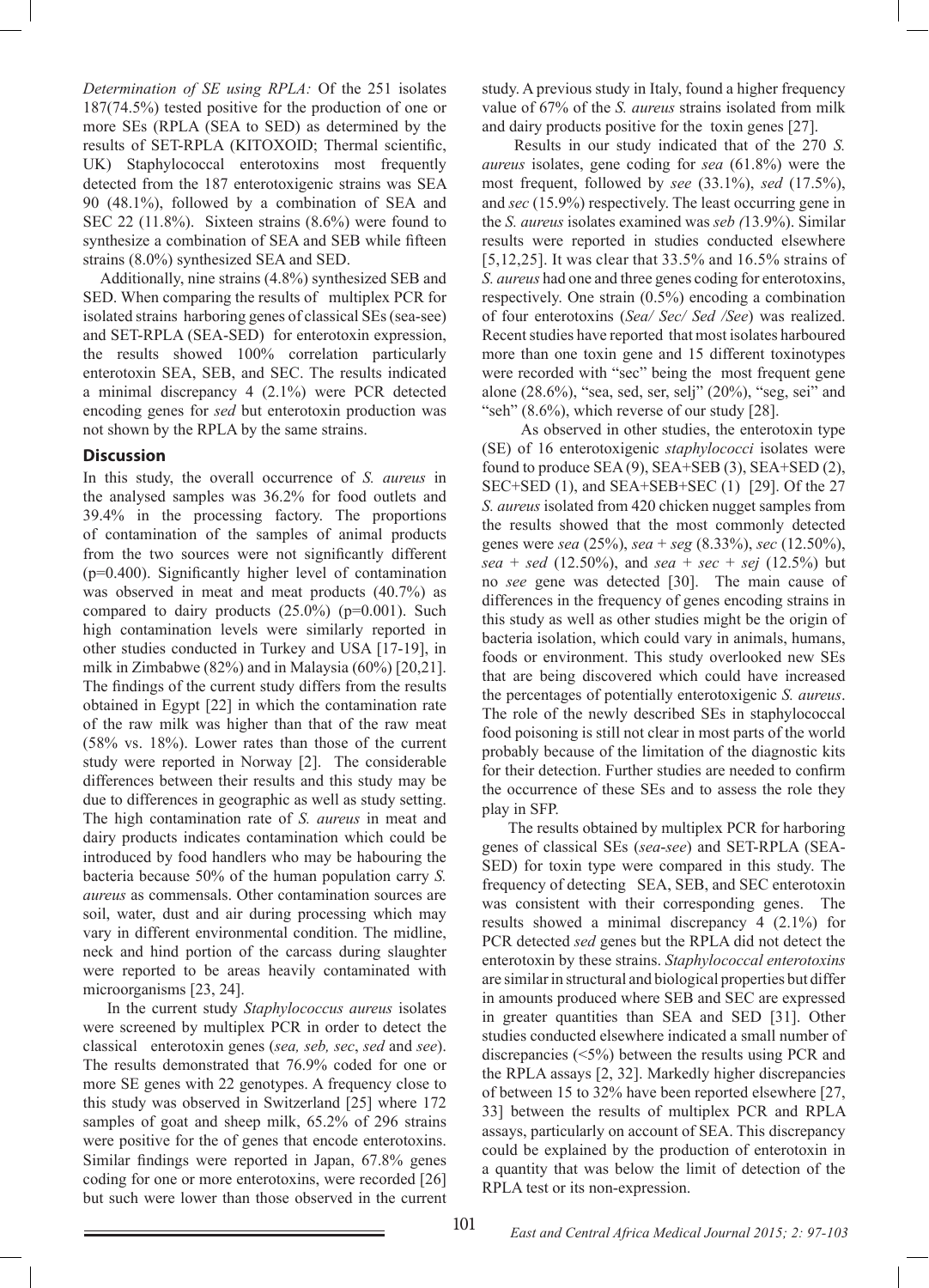*Determination of SE using RPLA:* Of the 251 isolates 187(74.5%) tested positive for the production of one or more SEs (RPLA (SEA to SED) as determined by the results of SET-RPLA (KITOXOID; Thermal scientific, UK) Staphylococcal enterotoxins most frequently detected from the 187 enterotoxigenic strains was SEA 90 (48.1%), followed by a combination of SEA and SEC 22 (11.8%). Sixteen strains (8.6%) were found to synthesize a combination of SEA and SEB while fifteen strains (8.0%) synthesized SEA and SED.

Additionally, nine strains (4.8%) synthesized SEB and SED. When comparing the results of multiplex PCR for isolated strains harboring genes of classical SEs (sea-see) and SET-RPLA (SEA-SED) for enterotoxin expression, the results showed 100% correlation particularly enterotoxin SEA, SEB, and SEC. The results indicated a minimal discrepancy 4 (2.1%) were PCR detected encoding genes for *sed* but enterotoxin production was not shown by the RPLA by the same strains.

## Discussion

In this study, the overall occurrence of *S. aureus* in the analysed samples was 36.2% for food outlets and 39.4% in the processing factory. The proportions of contamination of the samples of animal products from the two sources were not significantly different (p=0.400). Significantly higher level of contamination was observed in meat and meat products (40.7%) as compared to dairy products (25.0%) (p=0.001). Such high contamination levels were similarly reported in other studies conducted in Turkey and USA [17-19], in milk in Zimbabwe (82%) and in Malaysia (60%) [20,21]. The findings of the current study differs from the results obtained in Egypt [22] in which the contamination rate of the raw milk was higher than that of the raw meat (58% vs. 18%). Lower rates than those of the current study were reported in Norway [2]. The considerable differences between their results and this study may be due to differences in geographic as well as study setting. The high contamination rate of *S. aureus* in meat and dairy products indicates contamination which could be introduced by food handlers who may be habouring the bacteria because 50% of the human population carry *S. aureus* as commensals. Other contamination sources are soil, water, dust and air during processing which may vary in different environmental condition. The midline, neck and hind portion of the carcass during slaughter were reported to be areas heavily contaminated with microorganisms [23, 24].

In the current study *Staphylococcus aureus* isolates were screened by multiplex PCR in order to detect the classical enterotoxin genes (*sea, seb, sec*, *sed* and *see*). The results demonstrated that 76.9% coded for one or more SE genes with 22 genotypes. A frequency close to this study was observed in Switzerland [25] where 172 samples of goat and sheep milk, 65.2% of 296 strains were positive for the of genes that encode enterotoxins. Similar findings were reported in Japan, 67.8% genes coding for one or more enterotoxins, were recorded [26] but such were lower than those observed in the current study. A previous study in Italy, found a higher frequency value of 67% of the *S. aureus* strains isolated from milk and dairy products positive for the toxin genes [27].

Results in our study indicated that of the 270 *S. aureus* isolates, gene coding for *sea* (61.8%) were the most frequent, followed by *see* (33.1%), *sed* (17.5%), and *sec* (15.9%) respectively. The least occurring gene in the *S. aureus* isolates examined was *seb (*13.9%). Similar results were reported in studies conducted elsewhere [5,12,25]. It was clear that 33.5% and 16.5% strains of *S. aureus* had one and three genes coding for enterotoxins, respectively. One strain (0.5%) encoding a combination of four enterotoxins (*Sea/ Sec/ Sed /See*) was realized. Recent studies have reported that most isolates harboured more than one toxin gene and 15 different toxinotypes were recorded with "sec" being the most frequent gene alone (28.6%), "sea, sed, ser, selj" (20%), "seg, sei" and "seh" (8.6%), which reverse of our study [28].

As observed in other studies, the enterotoxin type (SE) of 16 enterotoxigenic *staphylococci* isolates were found to produce SEA (9), SEA+SEB (3), SEA+SED (2), SEC+SED (1), and SEA+SEB+SEC (1) [29]. Of the 27 *S. aureus* isolated from 420 chicken nugget samples from the results showed that the most commonly detected genes were *sea* (25%), *sea* + *seg* (8.33%), *sec* (12.50%), *sea* + *sed* (12.50%), and *sea* + *sec* + *sej* (12.5%) but no *see* gene was detected [30]. The main cause of differences in the frequency of genes encoding strains in this study as well as other studies might be the origin of bacteria isolation, which could vary in animals, humans, foods or environment. This study overlooked new SEs that are being discovered which could have increased the percentages of potentially enterotoxigenic *S. aureus*. The role of the newly described SEs in staphylococcal food poisoning is still not clear in most parts of the world probably because of the limitation of the diagnostic kits for their detection. Further studies are needed to confirm the occurrence of these SEs and to assess the role they play in SFP.

The results obtained by multiplex PCR for harboring genes of classical SEs (*sea-see*) and SET-RPLA (SEA-SED) for toxin type were compared in this study. The frequency of detecting SEA, SEB, and SEC enterotoxin was consistent with their corresponding genes. The results showed a minimal discrepancy 4 (2.1%) for PCR detected *sed* genes but the RPLA did not detect the enterotoxin by these strains. *Staphylococcal enterotoxins* are similar in structural and biological properties but differ in amounts produced where SEB and SEC are expressed in greater quantities than SEA and SED [31]. Other studies conducted elsewhere indicated a small number of discrepancies (<5%) between the results using PCR and the RPLA assays [2, 32]. Markedly higher discrepancies of between 15 to 32% have been reported elsewhere [27, 33] between the results of multiplex PCR and RPLA assays, particularly on account of SEA. This discrepancy could be explained by the production of enterotoxin in a quantity that was below the limit of detection of the RPLA test or its non-expression.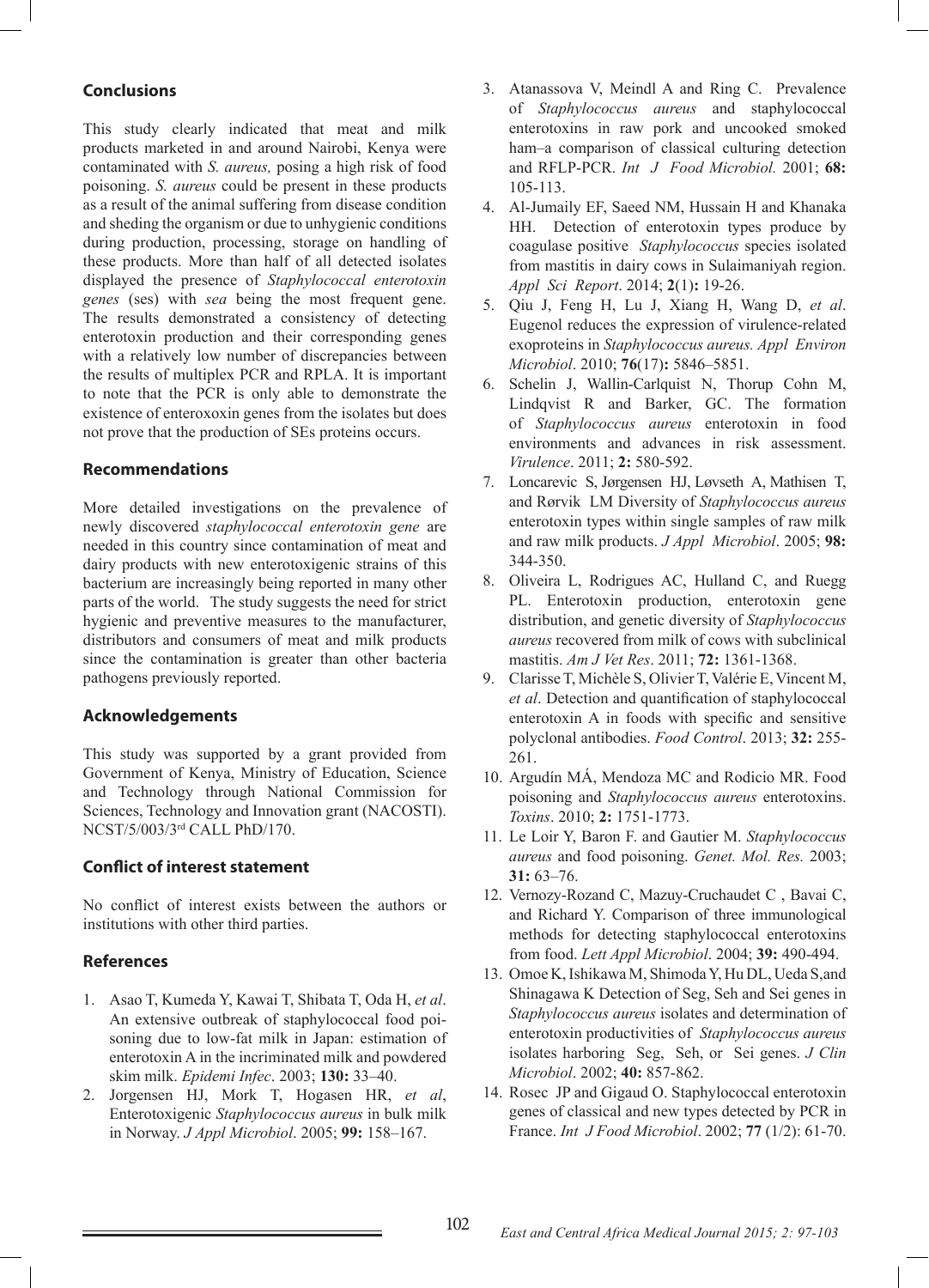## Conclusions

This study clearly indicated that meat and milk products marketed in and around Nairobi, Kenya were contaminated with *S. aureus,* posing a high risk of food poisoning. *S. aureus* could be present in these products as a result of the animal suffering from disease condition and sheding the organism or due to unhygienic conditions during production, processing, storage on handling of these products. More than half of all detected isolates displayed the presence of *Staphylococcal enterotoxin genes* (ses) with *sea* being the most frequent gene. The results demonstrated a consistency of detecting enterotoxin production and their corresponding genes with a relatively low number of discrepancies between the results of multiplex PCR and RPLA. It is important to note that the PCR is only able to demonstrate the existence of enteroxoxin genes from the isolates but does not prove that the production of SEs proteins occurs.

## Recommendations

More detailed investigations on the prevalence of newly discovered *staphylococcal enterotoxin gene* are needed in this country since contamination of meat and dairy products with new enterotoxigenic strains of this bacterium are increasingly being reported in many other parts of the world. The study suggests the need for strict hygienic and preventive measures to the manufacturer, distributors and consumers of meat and milk products since the contamination is greater than other bacteria pathogens previously reported.

## Acknowledgements

This study was supported by a grant provided from Government of Kenya, Ministry of Education, Science and Technology through National Commission for Sciences, Technology and Innovation grant (NACOSTI). NCST/5/003/3rd CALL PhD/170.

## Conflict of interest statement

No conflict of interest exists between the authors or institutions with other third parties.

## References

1. Asao T, Kumeda Y, Kawai T, Shibata T, Oda H, *et al*. An extensive outbreak of staphylococcal food poisoning due to low-fat milk in Japan: estimation of enterotoxin A in the incriminated milk and powdered skim milk. *Epidemi Infec*. 2003; **130:** 33–40.
2. Jorgensen HJ, Mork T, Hogasen HR, *et al*, Enterotoxigenic *Staphylococcus aureus* in bulk milk in Norway. *J Appl Microbiol*. 2005; **99:** 158–167.
3. Atanassova V, Meindl A and Ring C. Prevalence of *Staphylococcus aureus* and staphylococcal enterotoxins in raw pork and uncooked smoked ham–a comparison of classical culturing detection and RFLP-PCR. *Int J Food Microbiol.* 2001; **68:** 105-113.
4. Al-Jumaily EF, Saeed NM, Hussain H and Khanaka HH. Detection of enterotoxin types produce by coagulase positive *Staphylococcus* species isolated from mastitis in dairy cows in Sulaimaniyah region. *Appl Sci Report*. 2014; **2**(1)**:** 19-26.
5. Qiu J, Feng H, Lu J, Xiang H, Wang D, *et al*. Eugenol reduces the expression of virulence-related exoproteins in *Staphylococcus aureus. Appl Environ Microbiol*. 2010; **76**(17)**:** 5846–5851.
6. Schelin J, Wallin-Carlquist N, Thorup Cohn M, Lindqvist R and Barker, GC. The formation of *Staphylococcus aureus* enterotoxin in food environments and advances in risk assessment. *Virulence*. 2011; **2:** 580-592.
7. Loncarevic S, Jørgensen HJ, Løvseth A, Mathisen T, and Rørvik LM Diversity of *Staphylococcus aureus* enterotoxin types within single samples of raw milk and raw milk products. *J Appl Microbiol*. 2005; **98:** 344-350.
8. Oliveira L, Rodrigues AC, Hulland C, and Ruegg PL. Enterotoxin production, enterotoxin gene distribution, and genetic diversity of *Staphylococcus aureus* recovered from milk of cows with subclinical mastitis. *Am J Vet Res*. 2011; **72:** 1361-1368.
9. Clarisse T, Michèle S, Olivier T, Valérie E, Vincent M, *et al*. Detection and quantification of staphylococcal enterotoxin A in foods with specific and sensitive polyclonal antibodies. *Food Control*. 2013; **32:** 255-261.
10. Argudín MÁ, Mendoza MC and Rodicio MR. Food poisoning and *Staphylococcus aureus* enterotoxins. *Toxins*. 2010; **2:** 1751-1773.
11. Le Loir Y, Baron F. and Gautier M. *Staphylococcus aureus* and food poisoning. *Genet. Mol. Res.* 2003; **31:** 63–76.
12. Vernozy-Rozand C, Mazuy-Cruchaudet C , Bavai C, and Richard Y. Comparison of three immunological methods for detecting staphylococcal enterotoxins from food. *Lett Appl Microbiol*. 2004; **39:** 490-494.
13. Omoe K, Ishikawa M, Shimoda Y, Hu DL, Ueda S,and Shinagawa K Detection of Seg, Seh and Sei genes in *Staphylococcus aureus* isolates and determination of enterotoxin productivities of *Staphylococcus aureus* isolates harboring Seg, Seh, or Sei genes. *J Clin Microbiol*. 2002; **40:** 857-862.
14. Rosec JP and Gigaud O. Staphylococcal enterotoxin genes of classical and new types detected by PCR in France. *Int J Food Microbiol*. 2002; **77** (1/2): 61-70.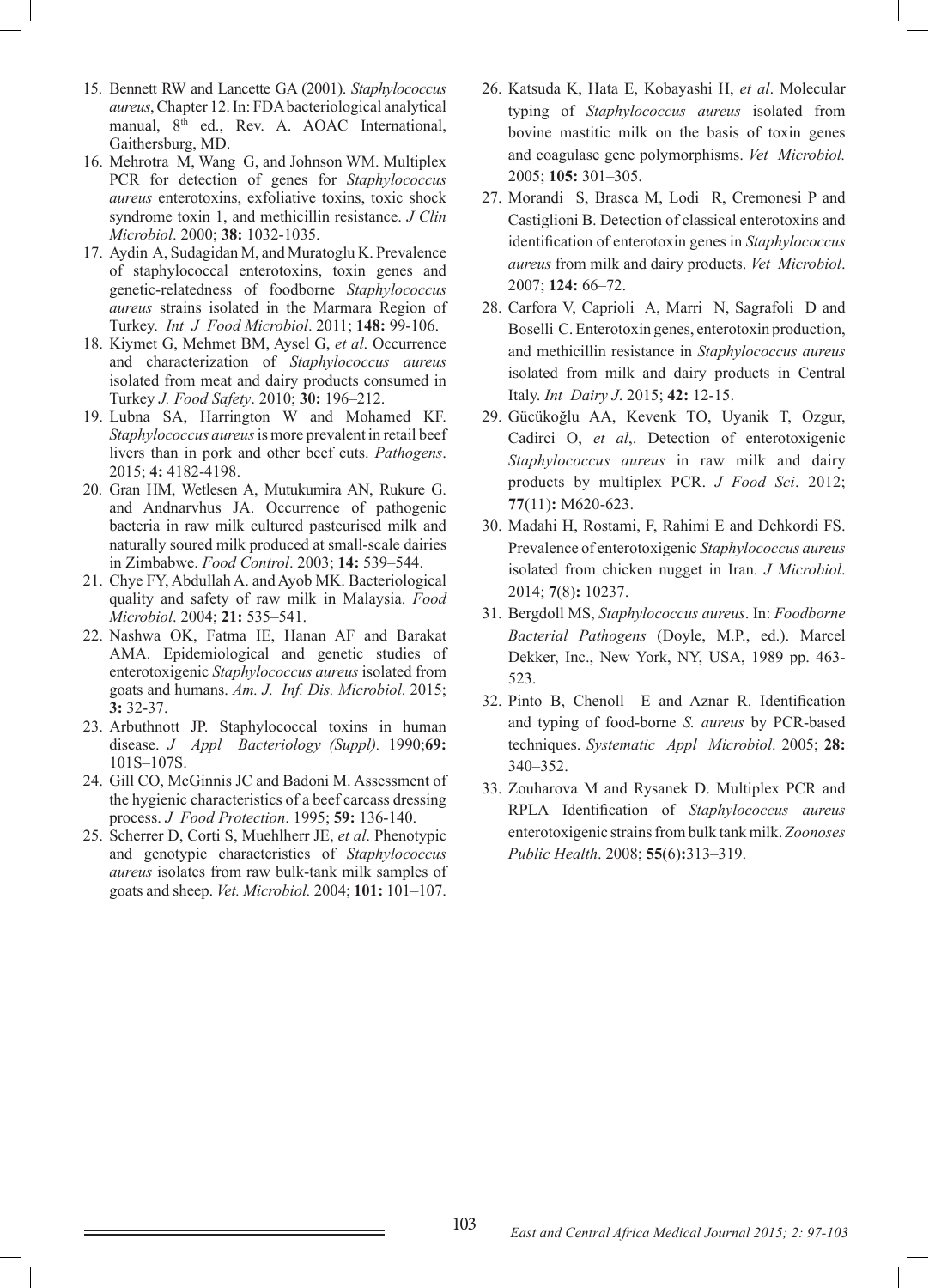15. Bennett RW and Lancette GA (2001). *Staphylococcus aureus*, Chapter 12. In: FDA bacteriological analytical manual, 8th ed., Rev. A. AOAC International, Gaithersburg, MD.
16. Mehrotra M, Wang G, and Johnson WM. Multiplex PCR for detection of genes for *Staphylococcus aureus* enterotoxins, exfoliative toxins, toxic shock syndrome toxin 1, and methicillin resistance. *J Clin Microbiol*. 2000; **38:** 1032-1035.
17. Aydin A, Sudagidan M, and Muratoglu K. Prevalence of staphylococcal enterotoxins, toxin genes and genetic-relatedness of foodborne *Staphylococcus aureus* strains isolated in the Marmara Region of Turkey. *Int J Food Microbiol*. 2011; **148:** 99-106.
18. Kiymet G, Mehmet BM, Aysel G, *et al*. Occurrence and characterization of *Staphylococcus aureus* isolated from meat and dairy products consumed in Turkey *J. Food Safety*. 2010; **30:** 196–212.
19. Lubna SA, Harrington W and Mohamed KF. *Staphylococcus aureus* is more prevalent in retail beef livers than in pork and other beef cuts. *Pathogens*. 2015; **4:** 4182-4198.
20. Gran HM, Wetlesen A, Mutukumira AN, Rukure G. and Andnarvhus JA. Occurrence of pathogenic bacteria in raw milk cultured pasteurised milk and naturally soured milk produced at small-scale dairies in Zimbabwe. *Food Control*. 2003; **14:** 539–544.
21. Chye FY, Abdullah A. and Ayob MK. Bacteriological quality and safety of raw milk in Malaysia. *Food Microbiol*. 2004; **21:** 535–541.
22. Nashwa OK, Fatma IE, Hanan AF and Barakat AMA. Epidemiological and genetic studies of enterotoxigenic *Staphylococcus aureus* isolated from goats and humans. *Am. J. Inf. Dis. Microbiol*. 2015; **3:** 32-37.
23. Arbuthnott JP. Staphylococcal toxins in human disease. *J Appl Bacteriology (Suppl).* 1990;**69:** 101S–107S.
24. Gill CO, McGinnis JC and Badoni M. Assessment of the hygienic characteristics of a beef carcass dressing process. *J Food Protection*. 1995; **59:** 136-140.
25. Scherrer D, Corti S, Muehlherr JE, *et al*. Phenotypic and genotypic characteristics of *Staphylococcus aureus* isolates from raw bulk-tank milk samples of goats and sheep. *Vet. Microbiol.* 2004; **101:** 101–107.
26. Katsuda K, Hata E, Kobayashi H, *et al*. Molecular typing of *Staphylococcus aureus* isolated from bovine mastitic milk on the basis of toxin genes and coagulase gene polymorphisms. *Vet Microbiol.* 2005; **105:** 301–305.
27. Morandi S, Brasca M, Lodi R, Cremonesi P and Castiglioni B. Detection of classical enterotoxins and identification of enterotoxin genes in *Staphylococcus aureus* from milk and dairy products. *Vet Microbiol*. 2007; **124:** 66–72.
28. Carfora V, Caprioli A, Marri N, Sagrafoli D and Boselli C. Enterotoxin genes, enterotoxin production, and methicillin resistance in *Staphylococcus aureus* isolated from milk and dairy products in Central Italy. *Int Dairy J*. 2015; **42:** 12-15.
29. Gücükoğlu AA, Kevenk TO, Uyanik T, Ozgur, Cadirci O, *et al*,. Detection of enterotoxigenic *Staphylococcus aureus* in raw milk and dairy products by multiplex PCR. *J Food Sci*. 2012; **77**(11)**:** M620-623.
30. Madahi H, Rostami, F, Rahimi E and Dehkordi FS. Prevalence of enterotoxigenic *Staphylococcus aureus* isolated from chicken nugget in Iran. *J Microbiol*. 2014; **7**(8)**:** 10237.
31. Bergdoll MS, *Staphylococcus aureus*. In: *Foodborne Bacterial Pathogens* (Doyle, M.P., ed.). Marcel Dekker, Inc., New York, NY, USA, 1989 pp. 463-523.
32. Pinto B, Chenoll E and Aznar R. Identification and typing of food-borne *S. aureus* by PCR-based techniques. *Systematic Appl Microbiol*. 2005; **28:** 340–352.
33. Zouharova M and Rysanek D. Multiplex PCR and RPLA Identification of *Staphylococcus aureus* enterotoxigenic strains from bulk tank milk. *Zoonoses Public Health*. 2008; **55**(6)**:**313–319.